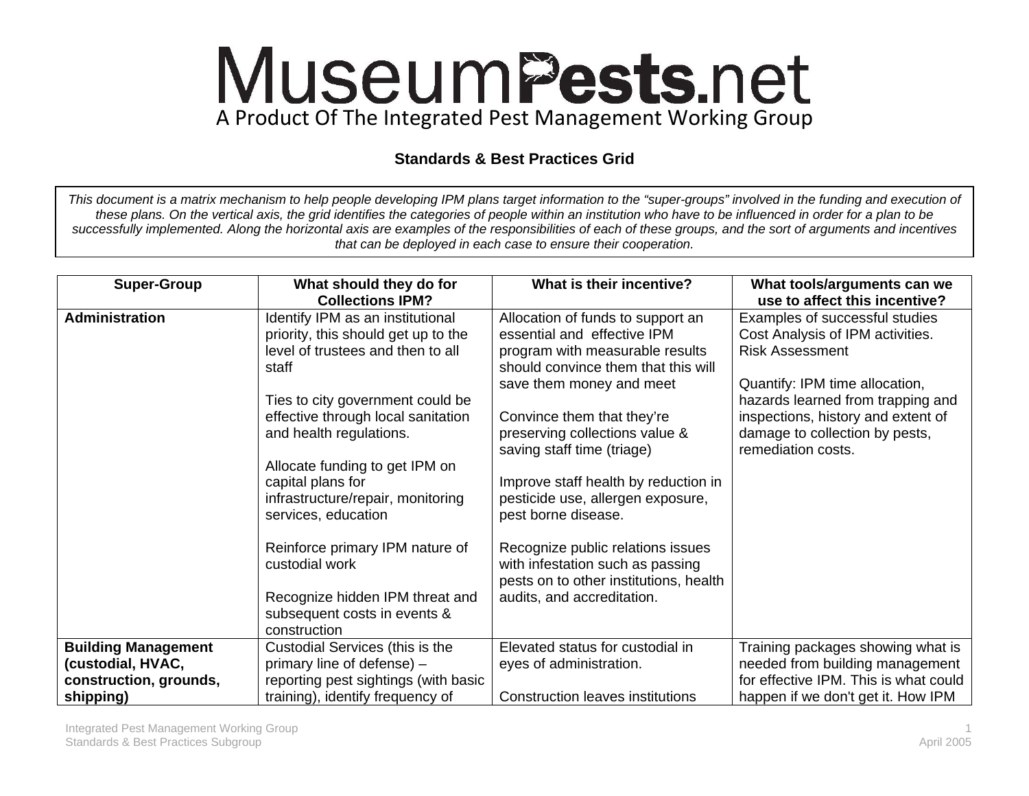# MuseumPests.net

A Product Of The Integrated Pest Management Working Group

## Standards & Best Practices Grid

*This document is a matrix mechanism to help people developing IPM plans target information to the "super-groups" involved in the funding and execution of these plans. On the vertical axis, the grid identifies the categories of people within an institution who have to be influenced in order for a plan to be successfully implemented. Along the horizontal axis are examples of the responsibilities of each of these groups, and the sort of arguments and incentives that can be deployed in each case to ensure their cooperation.*

| Super-Group | What should they do for Collections IPM? | What is their incentive? | What tools/arguments can we use to affect this incentive? |
|---|---|---|---|
| **Administration** | Identify IPM as an institutional priority, this should get up to the level of trustees and then to all staff<br><br>Ties to city government could be effective through local sanitation and health regulations.<br><br>Allocate funding to get IPM on capital plans for infrastructure/repair, monitoring services, education<br><br>Reinforce primary IPM nature of custodial work<br><br>Recognize hidden IPM threat and subsequent costs in events & construction | Allocation of funds to support an essential and effective IPM program with measurable results should convince them that this will save them money and meet<br><br>Convince them that they're preserving collections value & saving staff time (triage)<br><br>Improve staff health by reduction in pesticide use, allergen exposure, pest borne disease.<br><br>Recognize public relations issues with infestation such as passing pests on to other institutions, health audits, and accreditation. | Examples of successful studies<br>Cost Analysis of IPM activities.<br>Risk Assessment<br><br>Quantify: IPM time allocation, hazards learned from trapping and inspections, history and extent of damage to collection by pests, remediation costs. |
| **Building Management (custodial, HVAC, construction, grounds, shipping)** | Custodial Services (this is the primary line of defense) – reporting pest sightings (with basic training), identify frequency of | Elevated status for custodial in eyes of administration.<br><br>Construction leaves institutions | Training packages showing what is needed from building management for effective IPM. This is what could happen if we don't get it. How IPM |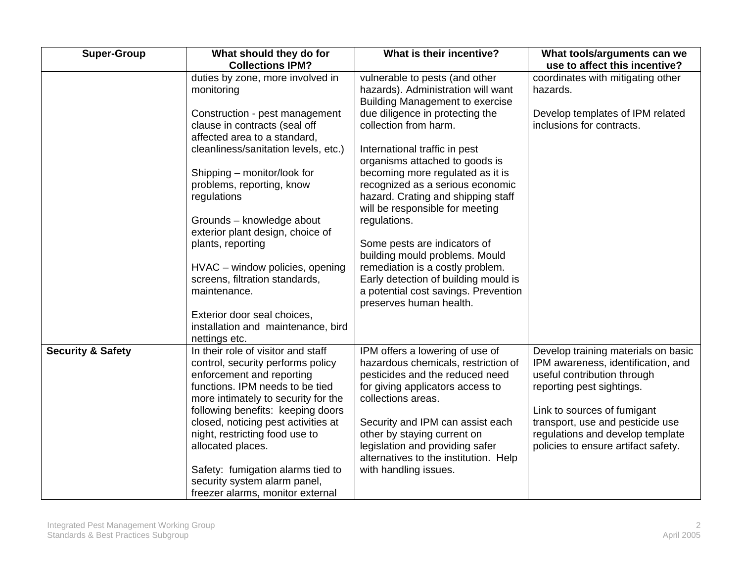| Super-Group | What should they do for Collections IPM? | What is their incentive? | What tools/arguments can we use to affect this incentive? |
|---|---|---|---|
| | duties by zone, more involved in monitoring<br><br>Construction - pest management clause in contracts (seal off affected area to a standard, cleanliness/sanitation levels, etc.)<br><br>Shipping – monitor/look for problems, reporting, know regulations<br><br>Grounds – knowledge about exterior plant design, choice of plants, reporting<br><br>HVAC – window policies, opening screens, filtration standards, maintenance.<br><br>Exterior door seal choices, installation and maintenance, bird nettings etc. | vulnerable to pests (and other hazards). Administration will want Building Management to exercise due diligence in protecting the collection from harm.<br><br>International traffic in pest organisms attached to goods is becoming more regulated as it is recognized as a serious economic hazard. Crating and shipping staff will be responsible for meeting regulations.<br><br>Some pests are indicators of building mould problems. Mould remediation is a costly problem. Early detection of building mould is a potential cost savings. Prevention preserves human health. | coordinates with mitigating other hazards.<br><br>Develop templates of IPM related inclusions for contracts. |
| **Security & Safety** | In their role of visitor and staff control, security performs policy enforcement and reporting functions. IPM needs to be tied more intimately to security for the following benefits: keeping doors closed, noticing pest activities at night, restricting food use to allocated places.<br><br>Safety: fumigation alarms tied to security system alarm panel, freezer alarms, monitor external | IPM offers a lowering of use of hazardous chemicals, restriction of pesticides and the reduced need for giving applicators access to collections areas.<br><br>Security and IPM can assist each other by staying current on legislation and providing safer alternatives to the institution. Help with handling issues. | Develop training materials on basic IPM awareness, identification, and useful contribution through reporting pest sightings.<br><br>Link to sources of fumigant transport, use and pesticide use regulations and develop template policies to ensure artifact safety. |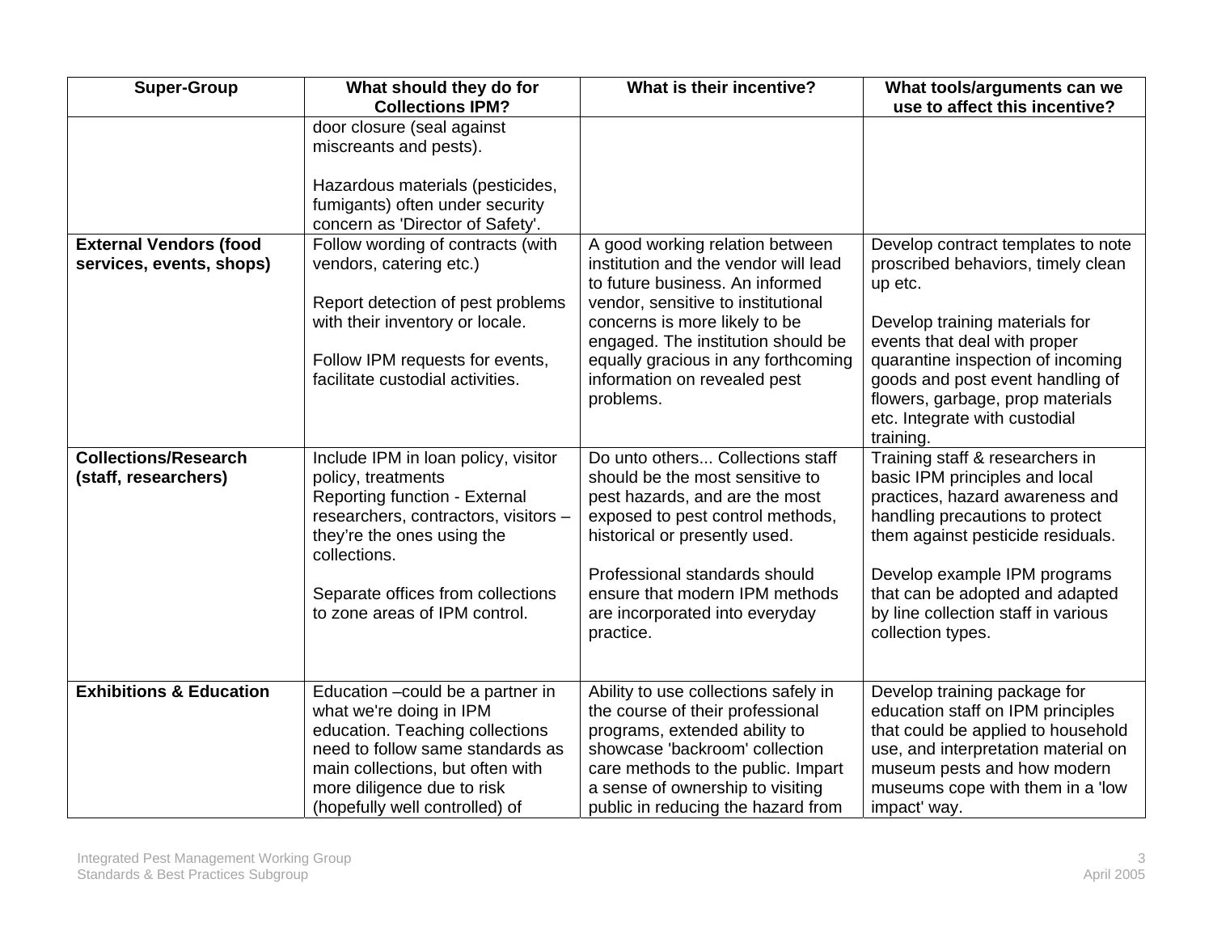| Super-Group | What should they do for Collections IPM? | What is their incentive? | What tools/arguments can we use to affect this incentive? |
|---|---|---|---|
| | door closure (seal against miscreants and pests).<br><br>Hazardous materials (pesticides, fumigants) often under security concern as 'Director of Safety'. | | |
| **External Vendors (food services, events, shops)** | Follow wording of contracts (with vendors, catering etc.)<br><br>Report detection of pest problems with their inventory or locale.<br><br>Follow IPM requests for events, facilitate custodial activities. | A good working relation between institution and the vendor will lead to future business. An informed vendor, sensitive to institutional concerns is more likely to be engaged. The institution should be equally gracious in any forthcoming information on revealed pest problems. | Develop contract templates to note proscribed behaviors, timely clean up etc.<br><br>Develop training materials for events that deal with proper quarantine inspection of incoming goods and post event handling of flowers, garbage, prop materials etc. Integrate with custodial training. |
| **Collections/Research (staff, researchers)** | Include IPM in loan policy, visitor policy, treatments<br>Reporting function - External researchers, contractors, visitors – they're the ones using the collections.<br><br>Separate offices from collections to zone areas of IPM control. | Do unto others... Collections staff should be the most sensitive to pest hazards, and are the most exposed to pest control methods, historical or presently used.<br><br>Professional standards should ensure that modern IPM methods are incorporated into everyday practice. | Training staff & researchers in basic IPM principles and local practices, hazard awareness and handling precautions to protect them against pesticide residuals.<br><br>Develop example IPM programs that can be adopted and adapted by line collection staff in various collection types. |
| **Exhibitions & Education** | Education –could be a partner in what we're doing in IPM education. Teaching collections need to follow same standards as main collections, but often with more diligence due to risk (hopefully well controlled) of | Ability to use collections safely in the course of their professional programs, extended ability to showcase 'backroom' collection care methods to the public. Impart a sense of ownership to visiting public in reducing the hazard from | Develop training package for education staff on IPM principles that could be applied to household use, and interpretation material on museum pests and how modern museums cope with them in a 'low impact' way. |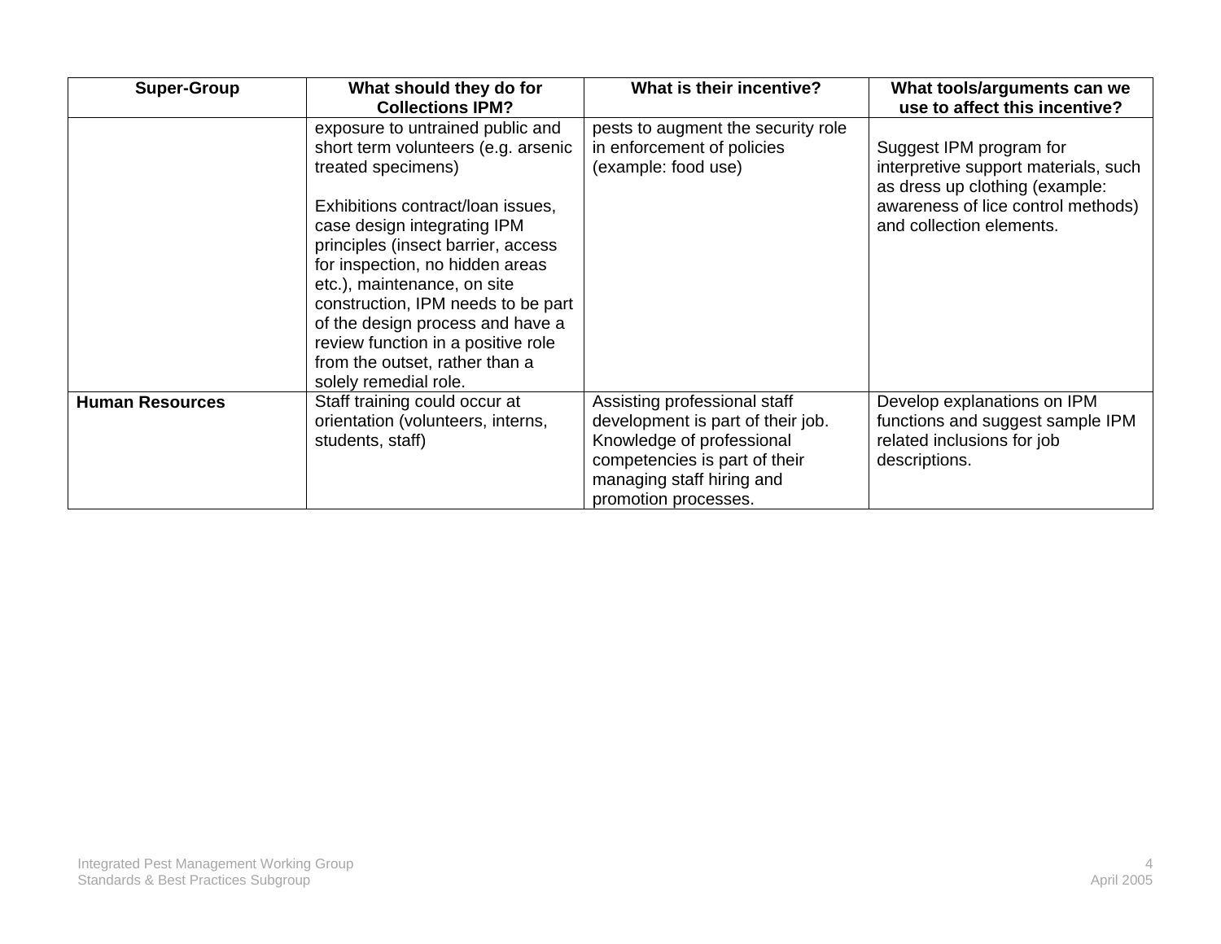| Super-Group | What should they do for Collections IPM? | What is their incentive? | What tools/arguments can we use to affect this incentive? |
|---|---|---|---|
| | exposure to untrained public and short term volunteers (e.g. arsenic treated specimens)<br><br>Exhibitions contract/loan issues, case design integrating IPM principles (insect barrier, access for inspection, no hidden areas etc.), maintenance, on site construction, IPM needs to be part of the design process and have a review function in a positive role from the outset, rather than a solely remedial role. | pests to augment the security role in enforcement of policies (example: food use) | Suggest IPM program for interpretive support materials, such as dress up clothing (example: awareness of lice control methods) and collection elements. |
| **Human Resources** | Staff training could occur at orientation (volunteers, interns, students, staff) | Assisting professional staff development is part of their job. Knowledge of professional competencies is part of their managing staff hiring and promotion processes. | Develop explanations on IPM functions and suggest sample IPM related inclusions for job descriptions. |